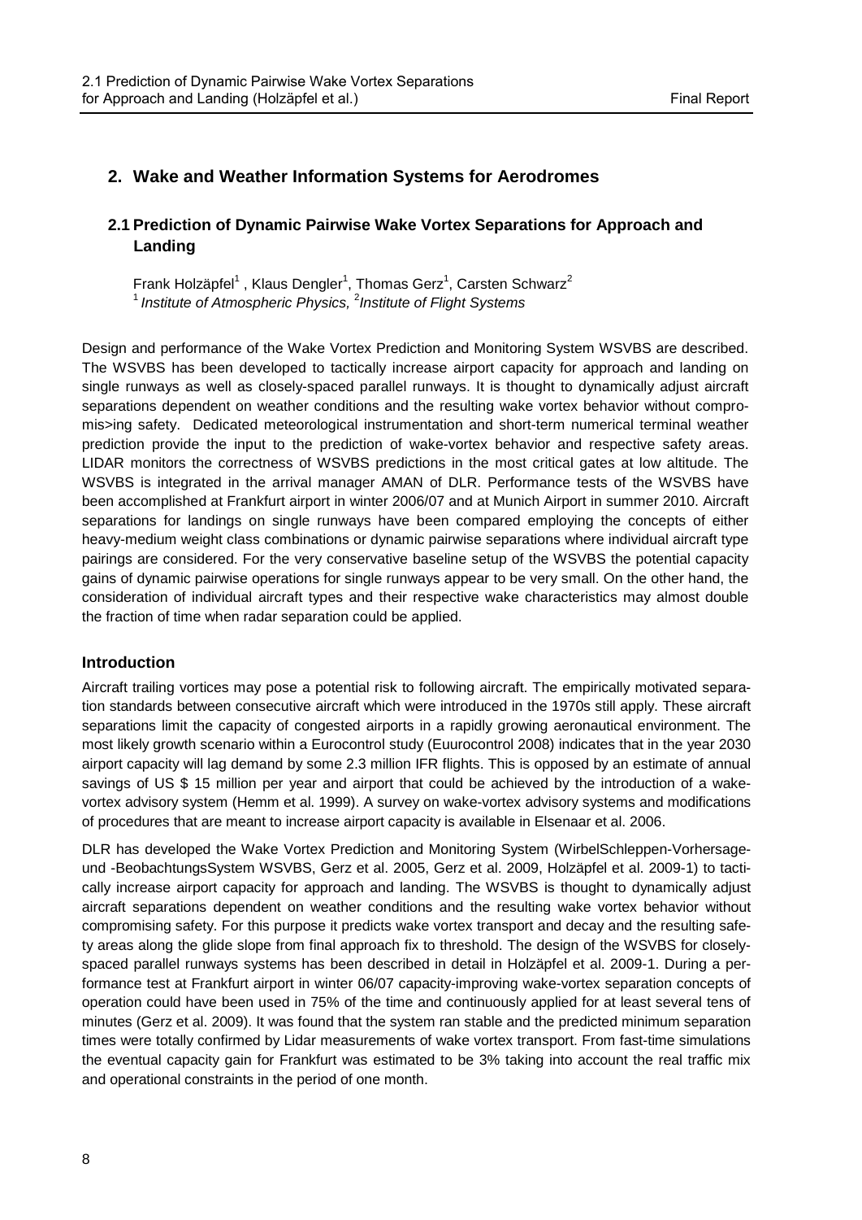## 2. Wake and Weather Information Systems for Aerodromes

### 2.1 Prediction of Dynamic Pairwise Wake Vortex Separations for Approach and Landing

Frank Holzäpfel[1] , Klaus Dengler[1], Thomas Gerz[1], Carsten Schwarz[2]
[1] *Institute of Atmospheric Physics,* [2]*Institute of Flight Systems*

Design and performance of the Wake Vortex Prediction and Monitoring System WSVBS are described. The WSVBS has been developed to tactically increase airport capacity for approach and landing on single runways as well as closely-spaced parallel runways. It is thought to dynamically adjust aircraft separations dependent on weather conditions and the resulting wake vortex behavior without compromis>ing safety. Dedicated meteorological instrumentation and short-term numerical terminal weather prediction provide the input to the prediction of wake-vortex behavior and respective safety areas. LIDAR monitors the correctness of WSVBS predictions in the most critical gates at low altitude. The WSVBS is integrated in the arrival manager AMAN of DLR. Performance tests of the WSVBS have been accomplished at Frankfurt airport in winter 2006/07 and at Munich Airport in summer 2010. Aircraft separations for landings on single runways have been compared employing the concepts of either heavy-medium weight class combinations or dynamic pairwise separations where individual aircraft type pairings are considered. For the very conservative baseline setup of the WSVBS the potential capacity gains of dynamic pairwise operations for single runways appear to be very small. On the other hand, the consideration of individual aircraft types and their respective wake characteristics may almost double the fraction of time when radar separation could be applied.

### Introduction

Aircraft trailing vortices may pose a potential risk to following aircraft. The empirically motivated separation standards between consecutive aircraft which were introduced in the 1970s still apply. These aircraft separations limit the capacity of congested airports in a rapidly growing aeronautical environment. The most likely growth scenario within a Eurocontrol study (Euurocontrol 2008) indicates that in the year 2030 airport capacity will lag demand by some 2.3 million IFR flights. This is opposed by an estimate of annual savings of US $ 15 million per year and airport that could be achieved by the introduction of a wake-vortex advisory system (Hemm et al. 1999). A survey on wake-vortex advisory systems and modifications of procedures that are meant to increase airport capacity is available in Elsenaar et al. 2006.

DLR has developed the Wake Vortex Prediction and Monitoring System (WirbelSchleppen-Vorhersage-und -BeobachtungsSystem WSVBS, Gerz et al. 2005, Gerz et al. 2009, Holzäpfel et al. 2009-1) to tactically increase airport capacity for approach and landing. The WSVBS is thought to dynamically adjust aircraft separations dependent on weather conditions and the resulting wake vortex behavior without compromising safety. For this purpose it predicts wake vortex transport and decay and the resulting safety areas along the glide slope from final approach fix to threshold. The design of the WSVBS for closely-spaced parallel runways systems has been described in detail in Holzäpfel et al. 2009-1. During a performance test at Frankfurt airport in winter 06/07 capacity-improving wake-vortex separation concepts of operation could have been used in 75% of the time and continuously applied for at least several tens of minutes (Gerz et al. 2009). It was found that the system ran stable and the predicted minimum separation times were totally confirmed by Lidar measurements of wake vortex transport. From fast-time simulations the eventual capacity gain for Frankfurt was estimated to be 3% taking into account the real traffic mix and operational constraints in the period of one month.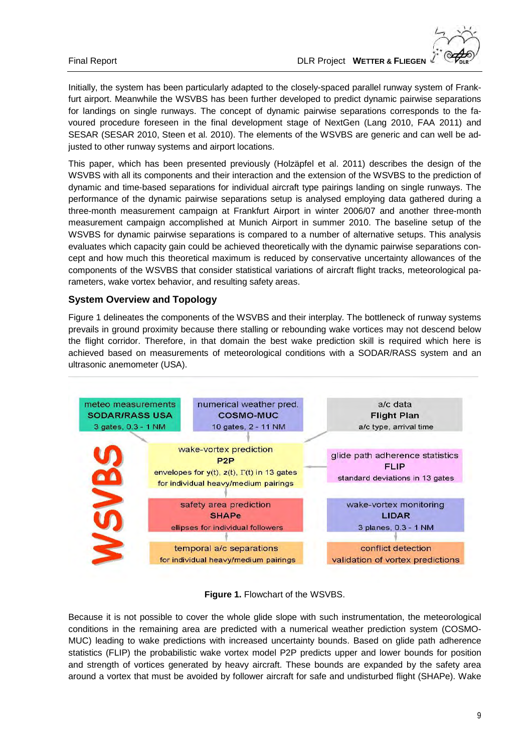Initially, the system has been particularly adapted to the closely-spaced parallel runway system of Frankfurt airport. Meanwhile the WSVBS has been further developed to predict dynamic pairwise separations for landings on single runways. The concept of dynamic pairwise separations corresponds to the favoured procedure foreseen in the final development stage of NextGen (Lang 2010, FAA 2011) and SESAR (SESAR 2010, Steen et al. 2010). The elements of the WSVBS are generic and can well be adjusted to other runway systems and airport locations.

This paper, which has been presented previously (Holzäpfel et al. 2011) describes the design of the WSVBS with all its components and their interaction and the extension of the WSVBS to the prediction of dynamic and time-based separations for individual aircraft type pairings landing on single runways. The performance of the dynamic pairwise separations setup is analysed employing data gathered during a three-month measurement campaign at Frankfurt Airport in winter 2006/07 and another three-month measurement campaign accomplished at Munich Airport in summer 2010. The baseline setup of the WSVBS for dynamic pairwise separations is compared to a number of alternative setups. This analysis evaluates which capacity gain could be achieved theoretically with the dynamic pairwise separations concept and how much this theoretical maximum is reduced by conservative uncertainty allowances of the components of the WSVBS that consider statistical variations of aircraft flight tracks, meteorological parameters, wake vortex behavior, and resulting safety areas.

## System Overview and Topology

Figure 1 delineates the components of the WSVBS and their interplay. The bottleneck of runway systems prevails in ground proximity because there stalling or rebounding wake vortices may not descend below the flight corridor. Therefore, in that domain the best wake prediction skill is required which here is achieved based on measurements of meteorological conditions with a SODAR/RASS system and an ultrasonic anemometer (USA).

| meteo measurements<br>**SODAR/RASS USA**<br>3 gates, 0.3 - 1 NM | numerical weather pred.<br>**COSMO-MUC**<br>10 gates, 2 - 11 NM | a/c data<br>**Flight Plan**<br>a/c type, arrival time |
|---|---|---|
| **WSVBS** | wake-vortex prediction<br>**P2P**<br>envelopes for y(t), z(t), Γ(t) in 13 gates<br>for individual heavy/medium pairings | glide path adherence statistics<br>**FLIP**<br>standard deviations in 13 gates |
| | safety area prediction<br>**SHAPe**<br>ellipses for individual followers | wake-vortex monitoring<br>**LIDAR**<br>3 planes, 0.3 - 1 NM |
| | temporal a/c separations<br>for individual heavy/medium pairings | conflict detection<br>validation of vortex predictions |

**Figure 1.** Flowchart of the WSVBS.

Because it is not possible to cover the whole glide slope with such instrumentation, the meteorological conditions in the remaining area are predicted with a numerical weather prediction system (COSMO-MUC) leading to wake predictions with increased uncertainty bounds. Based on glide path adherence statistics (FLIP) the probabilistic wake vortex model P2P predicts upper and lower bounds for position and strength of vortices generated by heavy aircraft. These bounds are expanded by the safety area around a vortex that must be avoided by follower aircraft for safe and undisturbed flight (SHAPe). Wake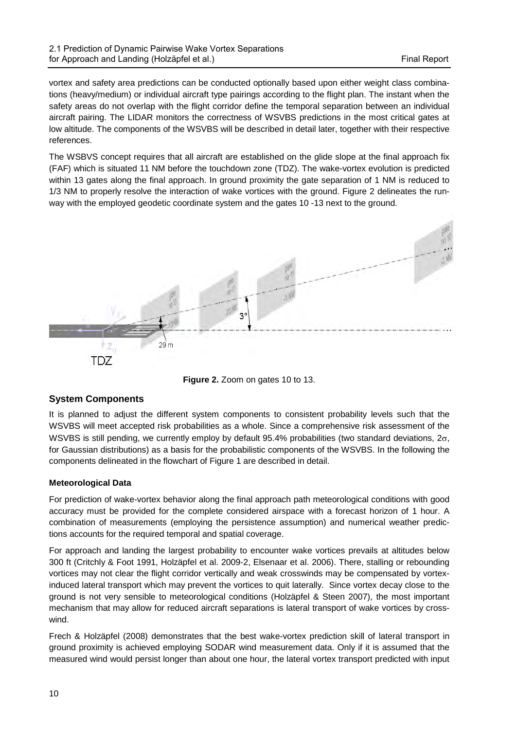vortex and safety area predictions can be conducted optionally based upon either weight class combinations (heavy/medium) or individual aircraft type pairings according to the flight plan. The instant when the safety areas do not overlap with the flight corridor define the temporal separation between an individual aircraft pairing. The LIDAR monitors the correctness of WSVBS predictions in the most critical gates at low altitude. The components of the WSVBS will be described in detail later, together with their respective references.

The WSBVS concept requires that all aircraft are established on the glide slope at the final approach fix (FAF) which is situated 11 NM before the touchdown zone (TDZ). The wake-vortex evolution is predicted within 13 gates along the final approach. In ground proximity the gate separation of 1 NM is reduced to 1/3 NM to properly resolve the interaction of wake vortices with the ground. Figure 2 delineates the runway with the employed geodetic coordinate system and the gates 10 -13 next to the ground.

**Figure 2.** Zoom on gates 10 to 13.

## System Components

It is planned to adjust the different system components to consistent probability levels such that the WSVBS will meet accepted risk probabilities as a whole. Since a comprehensive risk assessment of the WSVBS is still pending, we currently employ by default 95.4% probabilities (two standard deviations, $2\sigma$, for Gaussian distributions) as a basis for the probabilistic components of the WSVBS. In the following the components delineated in the flowchart of Figure 1 are described in detail.

### Meteorological Data

For prediction of wake-vortex behavior along the final approach path meteorological conditions with good accuracy must be provided for the complete considered airspace with a forecast horizon of 1 hour. A combination of measurements (employing the persistence assumption) and numerical weather predictions accounts for the required temporal and spatial coverage.

For approach and landing the largest probability to encounter wake vortices prevails at altitudes below 300 ft (Critchly & Foot 1991, Holzäpfel et al. 2009-2, Elsenaar et al. 2006). There, stalling or rebounding vortices may not clear the flight corridor vertically and weak crosswinds may be compensated by vortex-induced lateral transport which may prevent the vortices to quit laterally. Since vortex decay close to the ground is not very sensible to meteorological conditions (Holzäpfel & Steen 2007), the most important mechanism that may allow for reduced aircraft separations is lateral transport of wake vortices by crosswind.

Frech & Holzäpfel (2008) demonstrates that the best wake-vortex prediction skill of lateral transport in ground proximity is achieved employing SODAR wind measurement data. Only if it is assumed that the measured wind would persist longer than about one hour, the lateral vortex transport predicted with input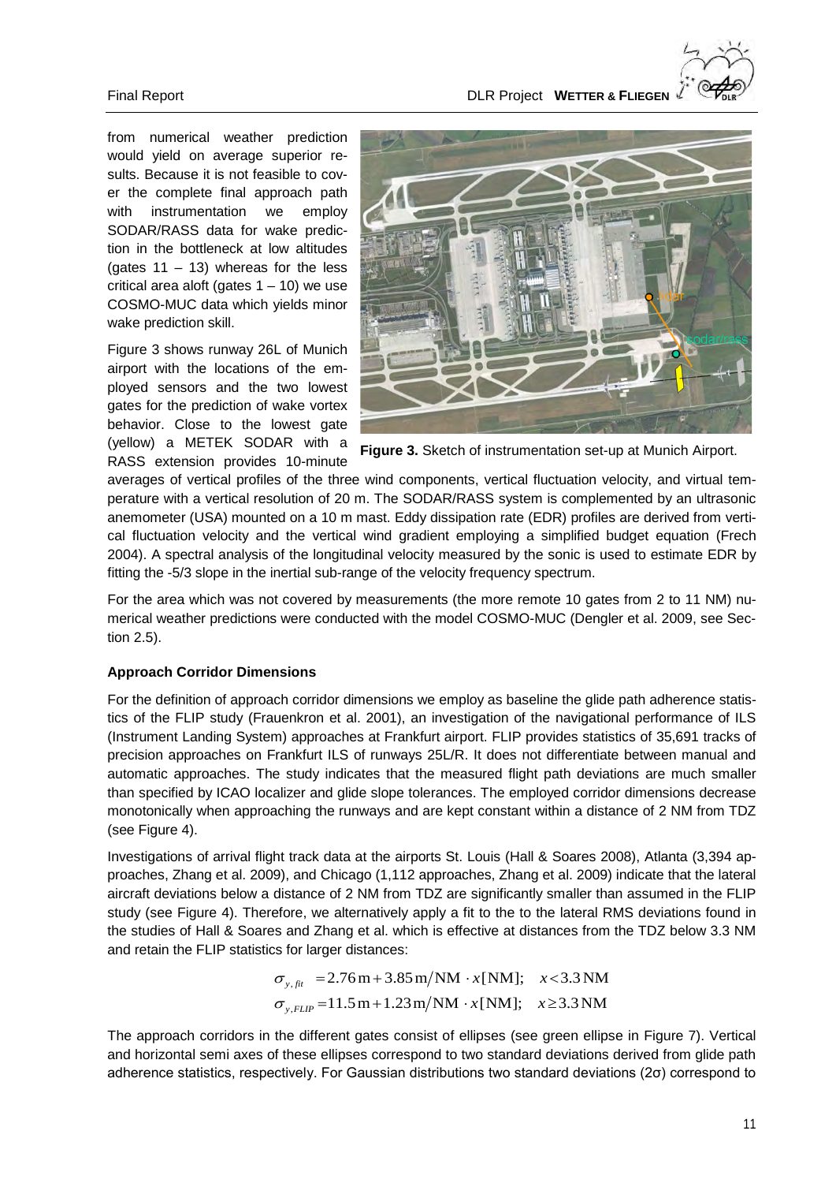from numerical weather prediction would yield on average superior results. Because it is not feasible to cover the complete final approach path with instrumentation we employ SODAR/RASS data for wake prediction in the bottleneck at low altitudes (gates 11 – 13) whereas for the less critical area aloft (gates 1 – 10) we use COSMO-MUC data which yields minor wake prediction skill.

Figure 3 shows runway 26L of Munich airport with the locations of the employed sensors and the two lowest gates for the prediction of wake vortex behavior. Close to the lowest gate (yellow) a METEK SODAR with a RASS extension provides 10-minute averages of vertical profiles of the three wind components, vertical fluctuation velocity, and virtual temperature with a vertical resolution of 20 m. The SODAR/RASS system is complemented by an ultrasonic anemometer (USA) mounted on a 10 m mast. Eddy dissipation rate (EDR) profiles are derived from vertical fluctuation velocity and the vertical wind gradient employing a simplified budget equation (Frech 2004). A spectral analysis of the longitudinal velocity measured by the sonic is used to estimate EDR by fitting the -5/3 slope in the inertial sub-range of the velocity frequency spectrum.

**Figure 3.** Sketch of instrumentation set-up at Munich Airport.

For the area which was not covered by measurements (the more remote 10 gates from 2 to 11 NM) numerical weather predictions were conducted with the model COSMO-MUC (Dengler et al. 2009, see Section 2.5).

### Approach Corridor Dimensions

For the definition of approach corridor dimensions we employ as baseline the glide path adherence statistics of the FLIP study (Frauenkron et al. 2001), an investigation of the navigational performance of ILS (Instrument Landing System) approaches at Frankfurt airport. FLIP provides statistics of 35,691 tracks of precision approaches on Frankfurt ILS of runways 25L/R. It does not differentiate between manual and automatic approaches. The study indicates that the measured flight path deviations are much smaller than specified by ICAO localizer and glide slope tolerances. The employed corridor dimensions decrease monotonically when approaching the runways and are kept constant within a distance of 2 NM from TDZ (see Figure 4).

Investigations of arrival flight track data at the airports St. Louis (Hall & Soares 2008), Atlanta (3,394 approaches, Zhang et al. 2009), and Chicago (1,112 approaches, Zhang et al. 2009) indicate that the lateral aircraft deviations below a distance of 2 NM from TDZ are significantly smaller than assumed in the FLIP study (see Figure 4). Therefore, we alternatively apply a fit to the to the lateral RMS deviations found in the studies of Hall & Soares and Zhang et al. which is effective at distances from the TDZ below 3.3 NM and retain the FLIP statistics for larger distances:

$$\sigma_{y,fit} = 2.76\,\text{m} + 3.85\,\text{m/NM} \cdot x[\text{NM}]; \quad x < 3.3\,\text{NM}$$
$$\sigma_{y,FLIP} = 11.5\,\text{m} + 1.23\,\text{m/NM} \cdot x[\text{NM}]; \quad x \geq 3.3\,\text{NM}$$

The approach corridors in the different gates consist of ellipses (see green ellipse in Figure 7). Vertical and horizontal semi axes of these ellipses correspond to two standard deviations derived from glide path adherence statistics, respectively. For Gaussian distributions two standard deviations (2σ) correspond to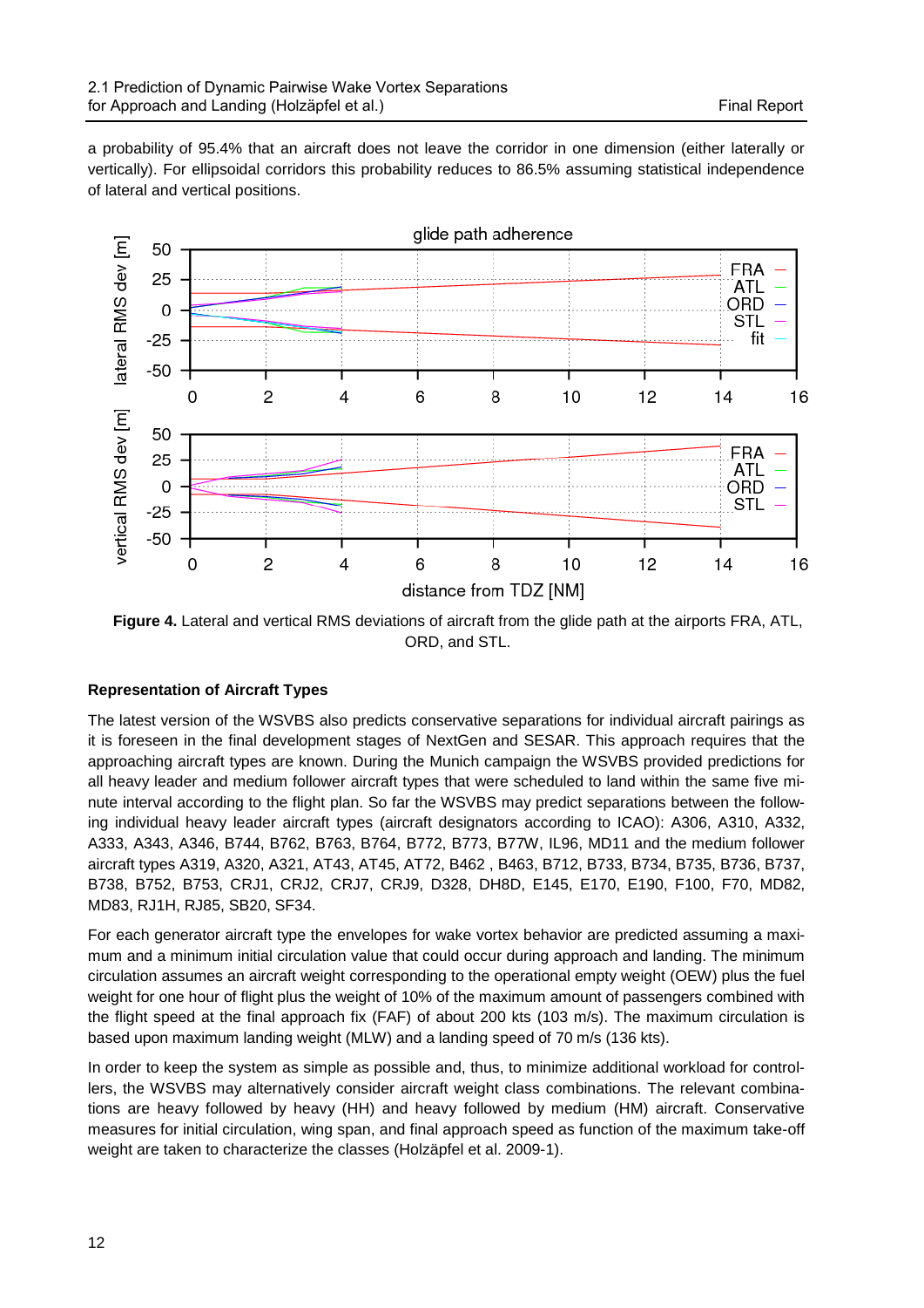a probability of 95.4% that an aircraft does not leave the corridor in one dimension (either laterally or vertically). For ellipsoidal corridors this probability reduces to 86.5% assuming statistical independence of lateral and vertical positions.

**Figure 4.** Lateral and vertical RMS deviations of aircraft from the glide path at the airports FRA, ATL, ORD, and STL.

### Representation of Aircraft Types

The latest version of the WSVBS also predicts conservative separations for individual aircraft pairings as it is foreseen in the final development stages of NextGen and SESAR. This approach requires that the approaching aircraft types are known. During the Munich campaign the WSVBS provided predictions for all heavy leader and medium follower aircraft types that were scheduled to land within the same five minute interval according to the flight plan. So far the WSVBS may predict separations between the following individual heavy leader aircraft types (aircraft designators according to ICAO): A306, A310, A332, A333, A343, A346, B744, B762, B763, B764, B772, B773, B77W, IL96, MD11 and the medium follower aircraft types A319, A320, A321, AT43, AT45, AT72, B462 , B463, B712, B733, B734, B735, B736, B737, B738, B752, B753, CRJ1, CRJ2, CRJ7, CRJ9, D328, DH8D, E145, E170, E190, F100, F70, MD82, MD83, RJ1H, RJ85, SB20, SF34.

For each generator aircraft type the envelopes for wake vortex behavior are predicted assuming a maximum and a minimum initial circulation value that could occur during approach and landing. The minimum circulation assumes an aircraft weight corresponding to the operational empty weight (OEW) plus the fuel weight for one hour of flight plus the weight of 10% of the maximum amount of passengers combined with the flight speed at the final approach fix (FAF) of about 200 kts (103 m/s). The maximum circulation is based upon maximum landing weight (MLW) and a landing speed of 70 m/s (136 kts).

In order to keep the system as simple as possible and, thus, to minimize additional workload for controllers, the WSVBS may alternatively consider aircraft weight class combinations. The relevant combinations are heavy followed by heavy (HH) and heavy followed by medium (HM) aircraft. Conservative measures for initial circulation, wing span, and final approach speed as function of the maximum take-off weight are taken to characterize the classes (Holzäpfel et al. 2009-1).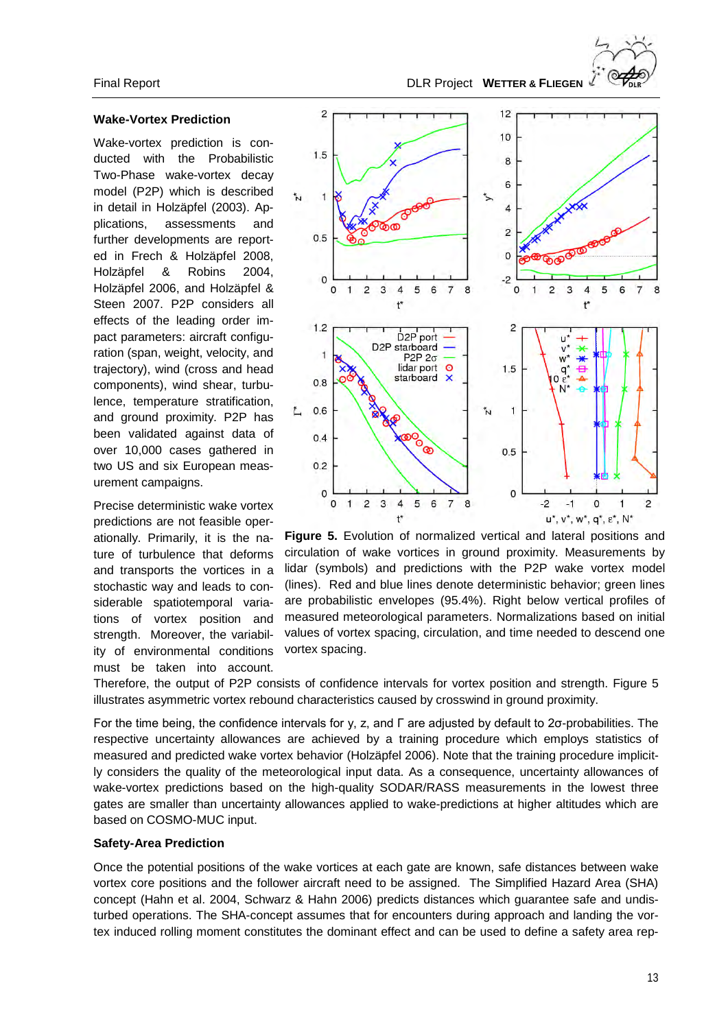### Wake-Vortex Prediction

Wake-vortex prediction is conducted with the Probabilistic Two-Phase wake-vortex decay model (P2P) which is described in detail in Holzäpfel (2003). Applications, assessments and further developments are reported in Frech & Holzäpfel 2008, Holzäpfel & Robins 2004, Holzäpfel 2006, and Holzäpfel & Steen 2007. P2P considers all effects of the leading order impact parameters: aircraft configuration (span, weight, velocity, and trajectory), wind (cross and head components), wind shear, turbulence, temperature stratification, and ground proximity. P2P has been validated against data of over 10,000 cases gathered in two US and six European measurement campaigns.

Precise deterministic wake vortex predictions are not feasible operationally. Primarily, it is the nature of turbulence that deforms and transports the vortices in a stochastic way and leads to considerable spatiotemporal variations of vortex position and strength. Moreover, the variability of environmental conditions must be taken into account. Therefore, the output of P2P consists of confidence intervals for vortex position and strength. Figure 5 illustrates asymmetric vortex rebound characteristics caused by crosswind in ground proximity.

**Figure 5.** Evolution of normalized vertical and lateral positions and circulation of wake vortices in ground proximity. Measurements by lidar (symbols) and predictions with the P2P wake vortex model (lines). Red and blue lines denote deterministic behavior; green lines are probabilistic envelopes (95.4%). Right below vertical profiles of measured meteorological parameters. Normalizations based on initial values of vortex spacing, circulation, and time needed to descend one vortex spacing.

For the time being, the confidence intervals for y, z, and Γ are adjusted by default to 2σ-probabilities. The respective uncertainty allowances are achieved by a training procedure which employs statistics of measured and predicted wake vortex behavior (Holzäpfel 2006). Note that the training procedure implicitly considers the quality of the meteorological input data. As a consequence, uncertainty allowances of wake-vortex predictions based on the high-quality SODAR/RASS measurements in the lowest three gates are smaller than uncertainty allowances applied to wake-predictions at higher altitudes which are based on COSMO-MUC input.

### Safety-Area Prediction

Once the potential positions of the wake vortices at each gate are known, safe distances between wake vortex core positions and the follower aircraft need to be assigned. The Simplified Hazard Area (SHA) concept (Hahn et al. 2004, Schwarz & Hahn 2006) predicts distances which guarantee safe and undisturbed operations. The SHA-concept assumes that for encounters during approach and landing the vortex induced rolling moment constitutes the dominant effect and can be used to define a safety area rep-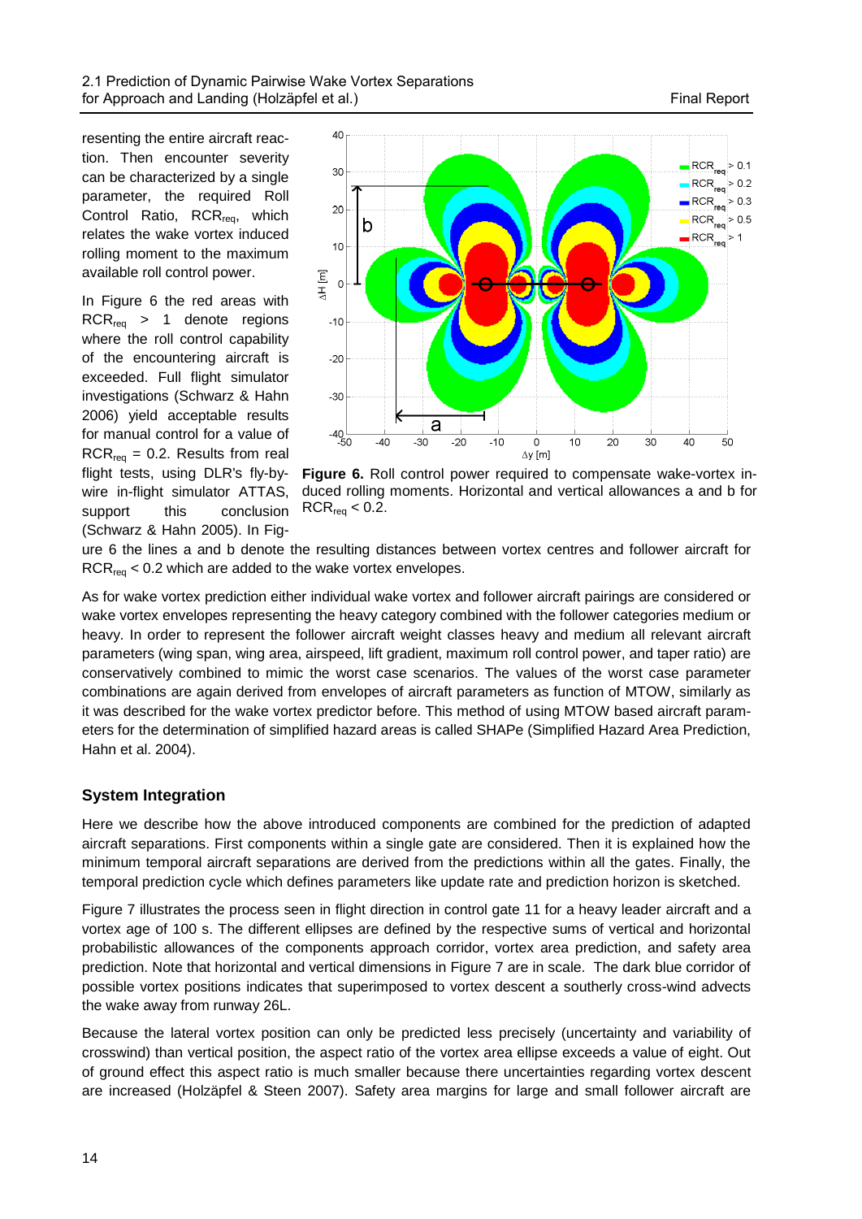resenting the entire aircraft reaction. Then encounter severity can be characterized by a single parameter, the required Roll Control Ratio, $RCR_{req}$, which relates the wake vortex induced rolling moment to the maximum available roll control power.

In Figure 6 the red areas with $RCR_{req} > 1$ denote regions where the roll control capability of the encountering aircraft is exceeded. Full flight simulator investigations (Schwarz & Hahn 2006) yield acceptable results for manual control for a value of $RCR_{req} = 0.2$. Results from real flight tests, using DLR's fly-by-wire in-flight simulator ATTAS, support this conclusion (Schwarz & Hahn 2005). In Figure 6 the lines a and b denote the resulting distances between vortex centres and follower aircraft for $RCR_{req} < 0.2$ which are added to the wake vortex envelopes.

**Figure 6.** Roll control power required to compensate wake-vortex induced rolling moments. Horizontal and vertical allowances a and b for $RCR_{req} < 0.2$.

As for wake vortex prediction either individual wake vortex and follower aircraft pairings are considered or wake vortex envelopes representing the heavy category combined with the follower categories medium or heavy. In order to represent the follower aircraft weight classes heavy and medium all relevant aircraft parameters (wing span, wing area, airspeed, lift gradient, maximum roll control power, and taper ratio) are conservatively combined to mimic the worst case scenarios. The values of the worst case parameter combinations are again derived from envelopes of aircraft parameters as function of MTOW, similarly as it was described for the wake vortex predictor before. This method of using MTOW based aircraft parameters for the determination of simplified hazard areas is called SHAPe (Simplified Hazard Area Prediction, Hahn et al. 2004).

### System Integration

Here we describe how the above introduced components are combined for the prediction of adapted aircraft separations. First components within a single gate are considered. Then it is explained how the minimum temporal aircraft separations are derived from the predictions within all the gates. Finally, the temporal prediction cycle which defines parameters like update rate and prediction horizon is sketched.

Figure 7 illustrates the process seen in flight direction in control gate 11 for a heavy leader aircraft and a vortex age of 100 s. The different ellipses are defined by the respective sums of vertical and horizontal probabilistic allowances of the components approach corridor, vortex area prediction, and safety area prediction. Note that horizontal and vertical dimensions in Figure 7 are in scale. The dark blue corridor of possible vortex positions indicates that superimposed to vortex descent a southerly cross-wind advects the wake away from runway 26L.

Because the lateral vortex position can only be predicted less precisely (uncertainty and variability of crosswind) than vertical position, the aspect ratio of the vortex area ellipse exceeds a value of eight. Out of ground effect this aspect ratio is much smaller because there uncertainties regarding vortex descent are increased (Holzäpfel & Steen 2007). Safety area margins for large and small follower aircraft are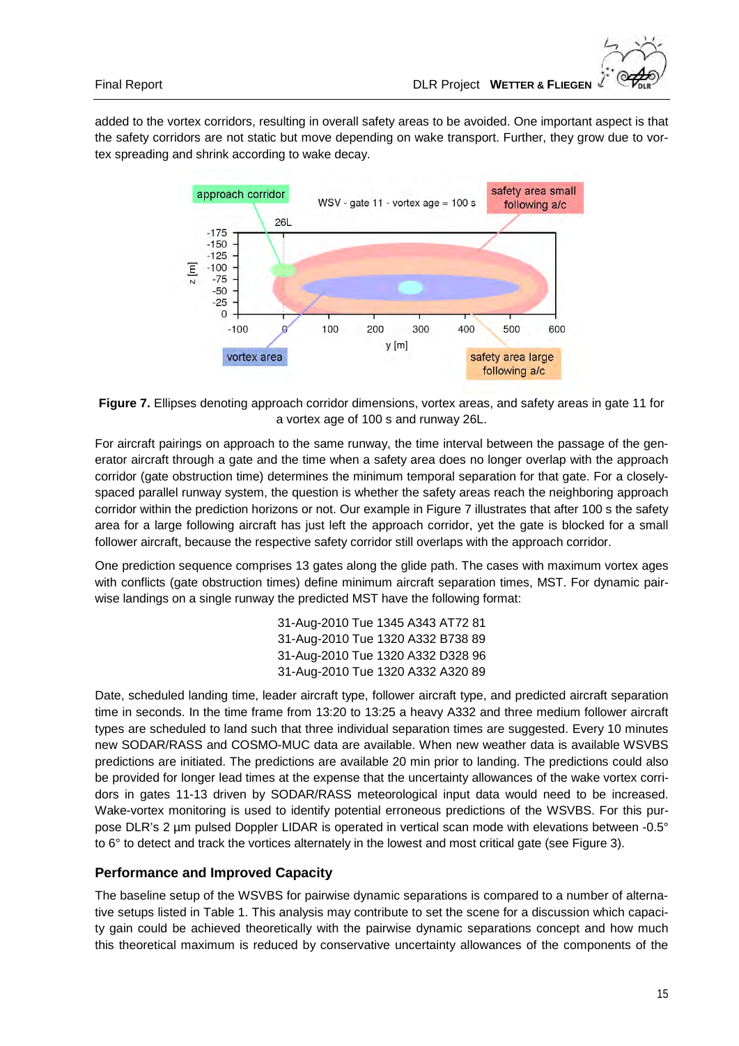added to the vortex corridors, resulting in overall safety areas to be avoided. One important aspect is that the safety corridors are not static but move depending on wake transport. Further, they grow due to vortex spreading and shrink according to wake decay.

**Figure 7.** Ellipses denoting approach corridor dimensions, vortex areas, and safety areas in gate 11 for a vortex age of 100 s and runway 26L.

For aircraft pairings on approach to the same runway, the time interval between the passage of the generator aircraft through a gate and the time when a safety area does no longer overlap with the approach corridor (gate obstruction time) determines the minimum temporal separation for that gate. For a closely-spaced parallel runway system, the question is whether the safety areas reach the neighboring approach corridor within the prediction horizons or not. Our example in Figure 7 illustrates that after 100 s the safety area for a large following aircraft has just left the approach corridor, yet the gate is blocked for a small follower aircraft, because the respective safety corridor still overlaps with the approach corridor.

One prediction sequence comprises 13 gates along the glide path. The cases with maximum vortex ages with conflicts (gate obstruction times) define minimum aircraft separation times, MST. For dynamic pairwise landings on a single runway the predicted MST have the following format:

31-Aug-2010 Tue 1345 A343 AT72 81
31-Aug-2010 Tue 1320 A332 B738 89
31-Aug-2010 Tue 1320 A332 D328 96
31-Aug-2010 Tue 1320 A332 A320 89

Date, scheduled landing time, leader aircraft type, follower aircraft type, and predicted aircraft separation time in seconds. In the time frame from 13:20 to 13:25 a heavy A332 and three medium follower aircraft types are scheduled to land such that three individual separation times are suggested. Every 10 minutes new SODAR/RASS and COSMO-MUC data are available. When new weather data is available WSVBS predictions are initiated. The predictions are available 20 min prior to landing. The predictions could also be provided for longer lead times at the expense that the uncertainty allowances of the wake vortex corridors in gates 11-13 driven by SODAR/RASS meteorological input data would need to be increased. Wake-vortex monitoring is used to identify potential erroneous predictions of the WSVBS. For this purpose DLR's 2 µm pulsed Doppler LIDAR is operated in vertical scan mode with elevations between -0.5° to 6° to detect and track the vortices alternately in the lowest and most critical gate (see Figure 3).

### Performance and Improved Capacity

The baseline setup of the WSVBS for pairwise dynamic separations is compared to a number of alternative setups listed in Table 1. This analysis may contribute to set the scene for a discussion which capacity gain could be achieved theoretically with the pairwise dynamic separations concept and how much this theoretical maximum is reduced by conservative uncertainty allowances of the components of the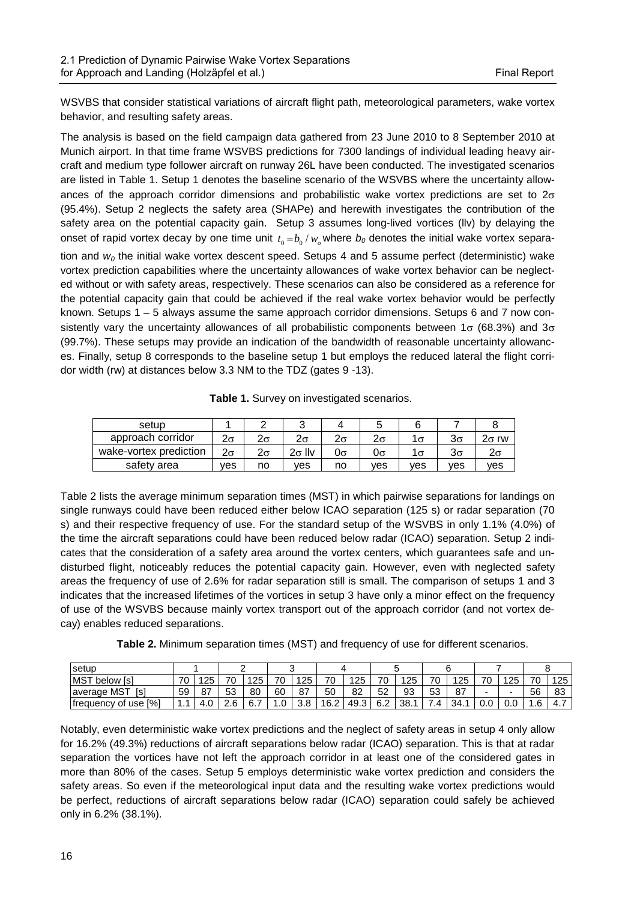WSVBS that consider statistical variations of aircraft flight path, meteorological parameters, wake vortex behavior, and resulting safety areas.

The analysis is based on the field campaign data gathered from 23 June 2010 to 8 September 2010 at Munich airport. In that time frame WSVBS predictions for 7300 landings of individual leading heavy aircraft and medium type follower aircraft on runway 26L have been conducted. The investigated scenarios are listed in Table 1. Setup 1 denotes the baseline scenario of the WSVBS where the uncertainty allowances of the approach corridor dimensions and probabilistic wake vortex predictions are set to $2\sigma$ (95.4%). Setup 2 neglects the safety area (SHAPe) and herewith investigates the contribution of the safety area on the potential capacity gain. Setup 3 assumes long-lived vortices (llv) by delaying the onset of rapid vortex decay by one time unit $t_0 = b_0 / w_o$ where $b_0$ denotes the initial wake vortex separation and $w_0$ the initial wake vortex descent speed. Setups 4 and 5 assume perfect (deterministic) wake vortex prediction capabilities where the uncertainty allowances of wake vortex behavior can be neglected without or with safety areas, respectively. These scenarios can also be considered as a reference for the potential capacity gain that could be achieved if the real wake vortex behavior would be perfectly known. Setups 1 – 5 always assume the same approach corridor dimensions. Setups 6 and 7 now consistently vary the uncertainty allowances of all probabilistic components between $1\sigma$ (68.3%) and $3\sigma$ (99.7%). These setups may provide an indication of the bandwidth of reasonable uncertainty allowances. Finally, setup 8 corresponds to the baseline setup 1 but employs the reduced lateral the flight corridor width (rw) at distances below 3.3 NM to the TDZ (gates 9 -13).

**Table 1.** Survey on investigated scenarios.

| setup | 1 | 2 | 3 | 4 | 5 | 6 | 7 | 8 |
|---|---|---|---|---|---|---|---|---|
| approach corridor | $2\sigma$ | $2\sigma$ | $2\sigma$ | $2\sigma$ | $2\sigma$ | $1\sigma$ | $3\sigma$ | $2\sigma$ rw |
| wake-vortex prediction | $2\sigma$ | $2\sigma$ | $2\sigma$ llv | $0\sigma$ | $0\sigma$ | $1\sigma$ | $3\sigma$ | $2\sigma$ |
| safety area | yes | no | yes | no | yes | yes | yes | yes |

Table 2 lists the average minimum separation times (MST) in which pairwise separations for landings on single runways could have been reduced either below ICAO separation (125 s) or radar separation (70 s) and their respective frequency of use. For the standard setup of the WSVBS in only 1.1% (4.0%) of the time the aircraft separations could have been reduced below radar (ICAO) separation. Setup 2 indicates that the consideration of a safety area around the vortex centers, which guarantees safe and undisturbed flight, noticeably reduces the potential capacity gain. However, even with neglected safety areas the frequency of use of 2.6% for radar separation still is small. The comparison of setups 1 and 3 indicates that the increased lifetimes of the vortices in setup 3 have only a minor effect on the frequency of use of the WSVBS because mainly vortex transport out of the approach corridor (and not vortex decay) enables reduced separations.

**Table 2.** Minimum separation times (MST) and frequency of use for different scenarios.

| setup | 1 | | 2 | | 3 | | 4 | | 5 | | 6 | | 7 | | 8 | |
|---|---|---|---|---|---|---|---|---|---|---|---|---|---|---|---|---|
| MST below [s] | 70 | 125 | 70 | 125 | 70 | 125 | 70 | 125 | 70 | 125 | 70 | 125 | 70 | 125 | 70 | 125 |
| average MST [s] | 59 | 87 | 53 | 80 | 60 | 87 | 50 | 82 | 52 | 93 | 53 | 87 | - | - | 56 | 83 |
| frequency of use [%] | 1.1 | 4.0 | 2.6 | 6.7 | 1.0 | 3.8 | 16.2 | 49.3 | 6.2 | 38.1 | 7.4 | 34.1 | 0.0 | 0.0 | 1.6 | 4.7 |

Notably, even deterministic wake vortex predictions and the neglect of safety areas in setup 4 only allow for 16.2% (49.3%) reductions of aircraft separations below radar (ICAO) separation. This is that at radar separation the vortices have not left the approach corridor in at least one of the considered gates in more than 80% of the cases. Setup 5 employs deterministic wake vortex prediction and considers the safety areas. So even if the meteorological input data and the resulting wake vortex predictions would be perfect, reductions of aircraft separations below radar (ICAO) separation could safely be achieved only in 6.2% (38.1%).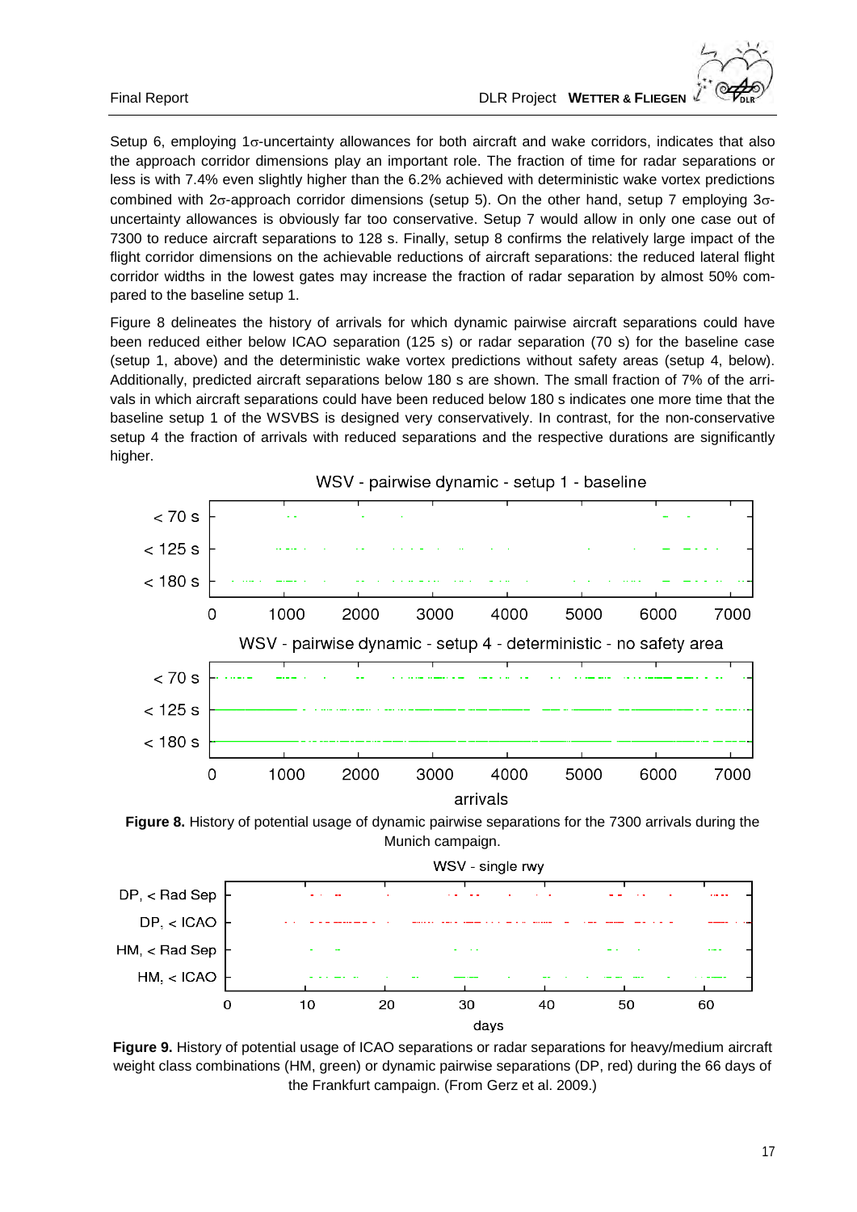Setup 6, employing 1σ-uncertainty allowances for both aircraft and wake corridors, indicates that also the approach corridor dimensions play an important role. The fraction of time for radar separations or less is with 7.4% even slightly higher than the 6.2% achieved with deterministic wake vortex predictions combined with 2σ-approach corridor dimensions (setup 5). On the other hand, setup 7 employing 3σ-uncertainty allowances is obviously far too conservative. Setup 7 would allow in only one case out of 7300 to reduce aircraft separations to 128 s. Finally, setup 8 confirms the relatively large impact of the flight corridor dimensions on the achievable reductions of aircraft separations: the reduced lateral flight corridor widths in the lowest gates may increase the fraction of radar separation by almost 50% compared to the baseline setup 1.

Figure 8 delineates the history of arrivals for which dynamic pairwise aircraft separations could have been reduced either below ICAO separation (125 s) or radar separation (70 s) for the baseline case (setup 1, above) and the deterministic wake vortex predictions without safety areas (setup 4, below). Additionally, predicted aircraft separations below 180 s are shown. The small fraction of 7% of the arrivals in which aircraft separations could have been reduced below 180 s indicates one more time that the baseline setup 1 of the WSVBS is designed very conservatively. In contrast, for the non-conservative setup 4 the fraction of arrivals with reduced separations and the respective durations are significantly higher.

**Figure 8.** History of potential usage of dynamic pairwise separations for the 7300 arrivals during the Munich campaign.

**Figure 9.** History of potential usage of ICAO separations or radar separations for heavy/medium aircraft weight class combinations (HM, green) or dynamic pairwise separations (DP, red) during the 66 days of the Frankfurt campaign. (From Gerz et al. 2009.)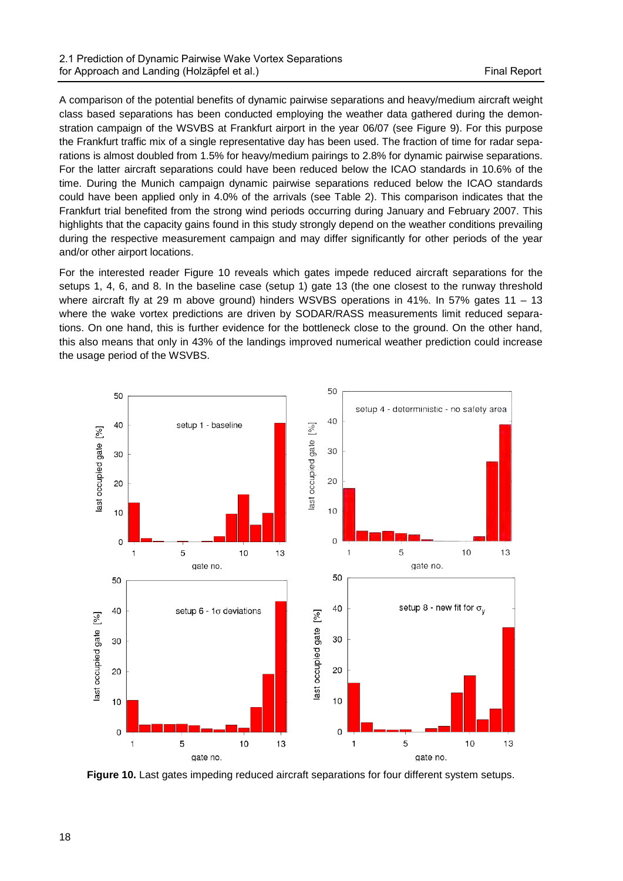A comparison of the potential benefits of dynamic pairwise separations and heavy/medium aircraft weight class based separations has been conducted employing the weather data gathered during the demonstration campaign of the WSVBS at Frankfurt airport in the year 06/07 (see Figure 9). For this purpose the Frankfurt traffic mix of a single representative day has been used. The fraction of time for radar separations is almost doubled from 1.5% for heavy/medium pairings to 2.8% for dynamic pairwise separations. For the latter aircraft separations could have been reduced below the ICAO standards in 10.6% of the time. During the Munich campaign dynamic pairwise separations reduced below the ICAO standards could have been applied only in 4.0% of the arrivals (see Table 2). This comparison indicates that the Frankfurt trial benefited from the strong wind periods occurring during January and February 2007. This highlights that the capacity gains found in this study strongly depend on the weather conditions prevailing during the respective measurement campaign and may differ significantly for other periods of the year and/or other airport locations.

For the interested reader Figure 10 reveals which gates impede reduced aircraft separations for the setups 1, 4, 6, and 8. In the baseline case (setup 1) gate 13 (the one closest to the runway threshold where aircraft fly at 29 m above ground) hinders WSVBS operations in 41%. In 57% gates 11 – 13 where the wake vortex predictions are driven by SODAR/RASS measurements limit reduced separations. On one hand, this is further evidence for the bottleneck close to the ground. On the other hand, this also means that only in 43% of the landings improved numerical weather prediction could increase the usage period of the WSVBS.

**Figure 10.** Last gates impeding reduced aircraft separations for four different system setups.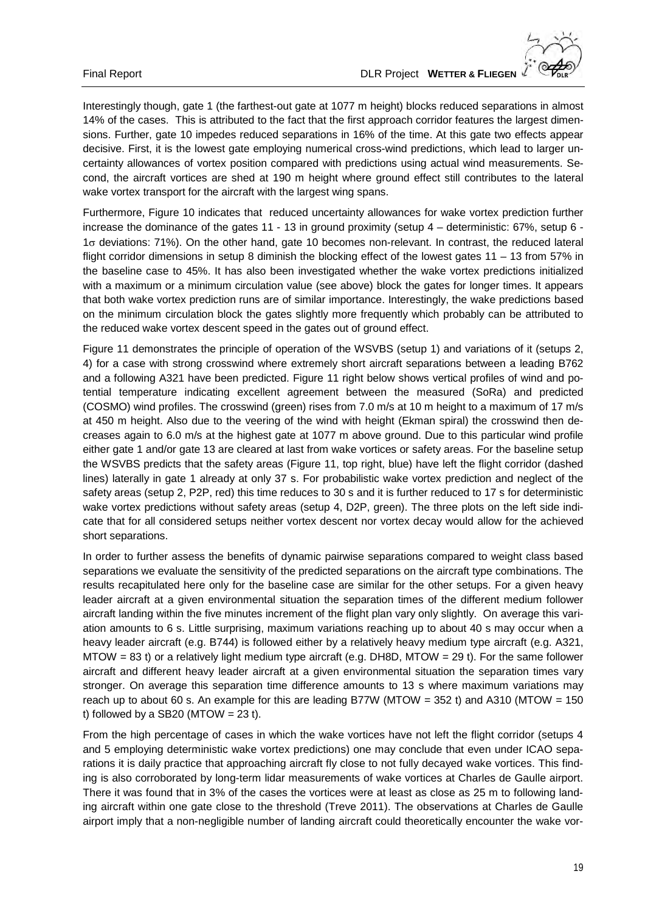Interestingly though, gate 1 (the farthest-out gate at 1077 m height) blocks reduced separations in almost 14% of the cases. This is attributed to the fact that the first approach corridor features the largest dimensions. Further, gate 10 impedes reduced separations in 16% of the time. At this gate two effects appear decisive. First, it is the lowest gate employing numerical cross-wind predictions, which lead to larger uncertainty allowances of vortex position compared with predictions using actual wind measurements. Second, the aircraft vortices are shed at 190 m height where ground effect still contributes to the lateral wake vortex transport for the aircraft with the largest wing spans.

Furthermore, Figure 10 indicates that reduced uncertainty allowances for wake vortex prediction further increase the dominance of the gates 11 - 13 in ground proximity (setup 4 – deterministic: 67%, setup 6 - 1$\sigma$ deviations: 71%). On the other hand, gate 10 becomes non-relevant. In contrast, the reduced lateral flight corridor dimensions in setup 8 diminish the blocking effect of the lowest gates 11 – 13 from 57% in the baseline case to 45%. It has also been investigated whether the wake vortex predictions initialized with a maximum or a minimum circulation value (see above) block the gates for longer times. It appears that both wake vortex prediction runs are of similar importance. Interestingly, the wake predictions based on the minimum circulation block the gates slightly more frequently which probably can be attributed to the reduced wake vortex descent speed in the gates out of ground effect.

Figure 11 demonstrates the principle of operation of the WSVBS (setup 1) and variations of it (setups 2, 4) for a case with strong crosswind where extremely short aircraft separations between a leading B762 and a following A321 have been predicted. Figure 11 right below shows vertical profiles of wind and potential temperature indicating excellent agreement between the measured (SoRa) and predicted (COSMO) wind profiles. The crosswind (green) rises from 7.0 m/s at 10 m height to a maximum of 17 m/s at 450 m height. Also due to the veering of the wind with height (Ekman spiral) the crosswind then decreases again to 6.0 m/s at the highest gate at 1077 m above ground. Due to this particular wind profile either gate 1 and/or gate 13 are cleared at last from wake vortices or safety areas. For the baseline setup the WSVBS predicts that the safety areas (Figure 11, top right, blue) have left the flight corridor (dashed lines) laterally in gate 1 already at only 37 s. For probabilistic wake vortex prediction and neglect of the safety areas (setup 2, P2P, red) this time reduces to 30 s and it is further reduced to 17 s for deterministic wake vortex predictions without safety areas (setup 4, D2P, green). The three plots on the left side indicate that for all considered setups neither vortex descent nor vortex decay would allow for the achieved short separations.

In order to further assess the benefits of dynamic pairwise separations compared to weight class based separations we evaluate the sensitivity of the predicted separations on the aircraft type combinations. The results recapitulated here only for the baseline case are similar for the other setups. For a given heavy leader aircraft at a given environmental situation the separation times of the different medium follower aircraft landing within the five minutes increment of the flight plan vary only slightly. On average this variation amounts to 6 s. Little surprising, maximum variations reaching up to about 40 s may occur when a heavy leader aircraft (e.g. B744) is followed either by a relatively heavy medium type aircraft (e.g. A321, MTOW = 83 t) or a relatively light medium type aircraft (e.g. DH8D, MTOW = 29 t). For the same follower aircraft and different heavy leader aircraft at a given environmental situation the separation times vary stronger. On average this separation time difference amounts to 13 s where maximum variations may reach up to about 60 s. An example for this are leading B77W (MTOW = 352 t) and A310 (MTOW = 150 t) followed by a SB20 (MTOW = 23 t).

From the high percentage of cases in which the wake vortices have not left the flight corridor (setups 4 and 5 employing deterministic wake vortex predictions) one may conclude that even under ICAO separations it is daily practice that approaching aircraft fly close to not fully decayed wake vortices. This finding is also corroborated by long-term lidar measurements of wake vortices at Charles de Gaulle airport. There it was found that in 3% of the cases the vortices were at least as close as 25 m to following landing aircraft within one gate close to the threshold (Treve 2011). The observations at Charles de Gaulle airport imply that a non-negligible number of landing aircraft could theoretically encounter the wake vor-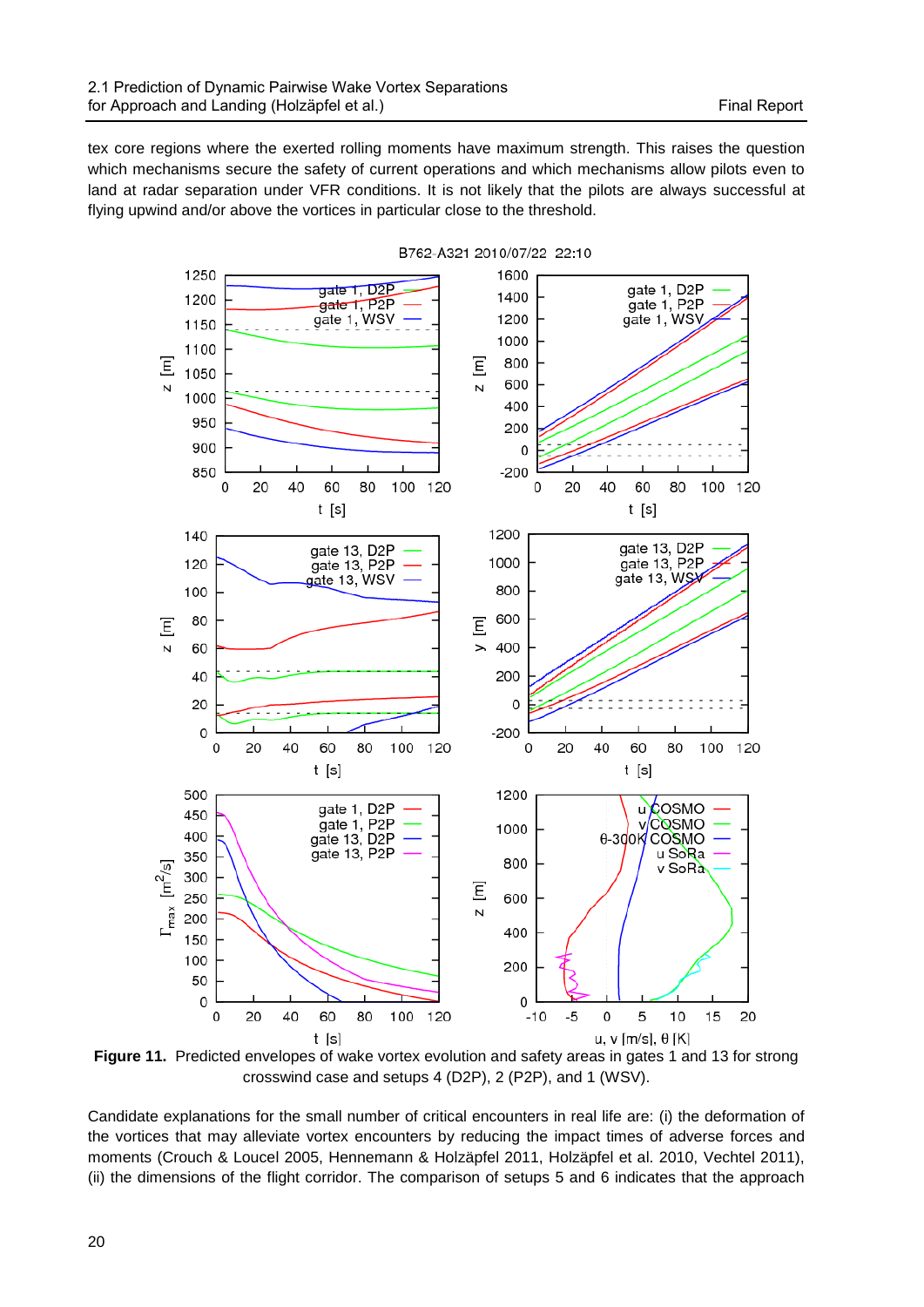tex core regions where the exerted rolling moments have maximum strength. This raises the question which mechanisms secure the safety of current operations and which mechanisms allow pilots even to land at radar separation under VFR conditions. It is not likely that the pilots are always successful at flying upwind and/or above the vortices in particular close to the threshold.

**Figure 11.** Predicted envelopes of wake vortex evolution and safety areas in gates 1 and 13 for strong crosswind case and setups 4 (D2P), 2 (P2P), and 1 (WSV).

Candidate explanations for the small number of critical encounters in real life are: (i) the deformation of the vortices that may alleviate vortex encounters by reducing the impact times of adverse forces and moments (Crouch & Loucel 2005, Hennemann & Holzäpfel 2011, Holzäpfel et al. 2010, Vechtel 2011), (ii) the dimensions of the flight corridor. The comparison of setups 5 and 6 indicates that the approach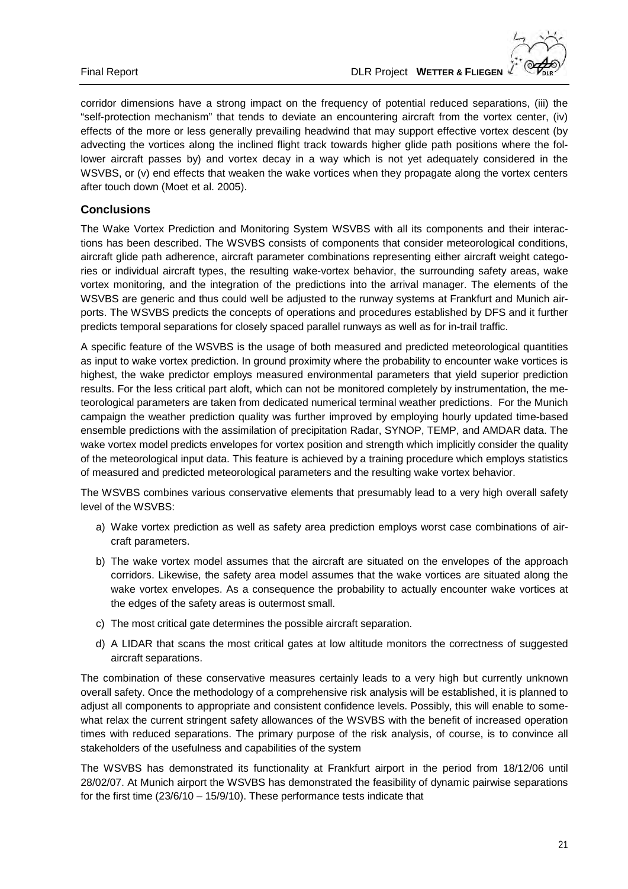corridor dimensions have a strong impact on the frequency of potential reduced separations, (iii) the "self-protection mechanism" that tends to deviate an encountering aircraft from the vortex center, (iv) effects of the more or less generally prevailing headwind that may support effective vortex descent (by advecting the vortices along the inclined flight track towards higher glide path positions where the follower aircraft passes by) and vortex decay in a way which is not yet adequately considered in the WSVBS, or (v) end effects that weaken the wake vortices when they propagate along the vortex centers after touch down (Moet et al. 2005).

## Conclusions

The Wake Vortex Prediction and Monitoring System WSVBS with all its components and their interactions has been described. The WSVBS consists of components that consider meteorological conditions, aircraft glide path adherence, aircraft parameter combinations representing either aircraft weight categories or individual aircraft types, the resulting wake-vortex behavior, the surrounding safety areas, wake vortex monitoring, and the integration of the predictions into the arrival manager. The elements of the WSVBS are generic and thus could well be adjusted to the runway systems at Frankfurt and Munich airports. The WSVBS predicts the concepts of operations and procedures established by DFS and it further predicts temporal separations for closely spaced parallel runways as well as for in-trail traffic.

A specific feature of the WSVBS is the usage of both measured and predicted meteorological quantities as input to wake vortex prediction. In ground proximity where the probability to encounter wake vortices is highest, the wake predictor employs measured environmental parameters that yield superior prediction results. For the less critical part aloft, which can not be monitored completely by instrumentation, the meteorological parameters are taken from dedicated numerical terminal weather predictions. For the Munich campaign the weather prediction quality was further improved by employing hourly updated time-based ensemble predictions with the assimilation of precipitation Radar, SYNOP, TEMP, and AMDAR data. The wake vortex model predicts envelopes for vortex position and strength which implicitly consider the quality of the meteorological input data. This feature is achieved by a training procedure which employs statistics of measured and predicted meteorological parameters and the resulting wake vortex behavior.

The WSVBS combines various conservative elements that presumably lead to a very high overall safety level of the WSVBS:

a) Wake vortex prediction as well as safety area prediction employs worst case combinations of aircraft parameters.

b) The wake vortex model assumes that the aircraft are situated on the envelopes of the approach corridors. Likewise, the safety area model assumes that the wake vortices are situated along the wake vortex envelopes. As a consequence the probability to actually encounter wake vortices at the edges of the safety areas is outermost small.

c) The most critical gate determines the possible aircraft separation.

d) A LIDAR that scans the most critical gates at low altitude monitors the correctness of suggested aircraft separations.

The combination of these conservative measures certainly leads to a very high but currently unknown overall safety. Once the methodology of a comprehensive risk analysis will be established, it is planned to adjust all components to appropriate and consistent confidence levels. Possibly, this will enable to somewhat relax the current stringent safety allowances of the WSVBS with the benefit of increased operation times with reduced separations. The primary purpose of the risk analysis, of course, is to convince all stakeholders of the usefulness and capabilities of the system

The WSVBS has demonstrated its functionality at Frankfurt airport in the period from 18/12/06 until 28/02/07. At Munich airport the WSVBS has demonstrated the feasibility of dynamic pairwise separations for the first time (23/6/10 – 15/9/10). These performance tests indicate that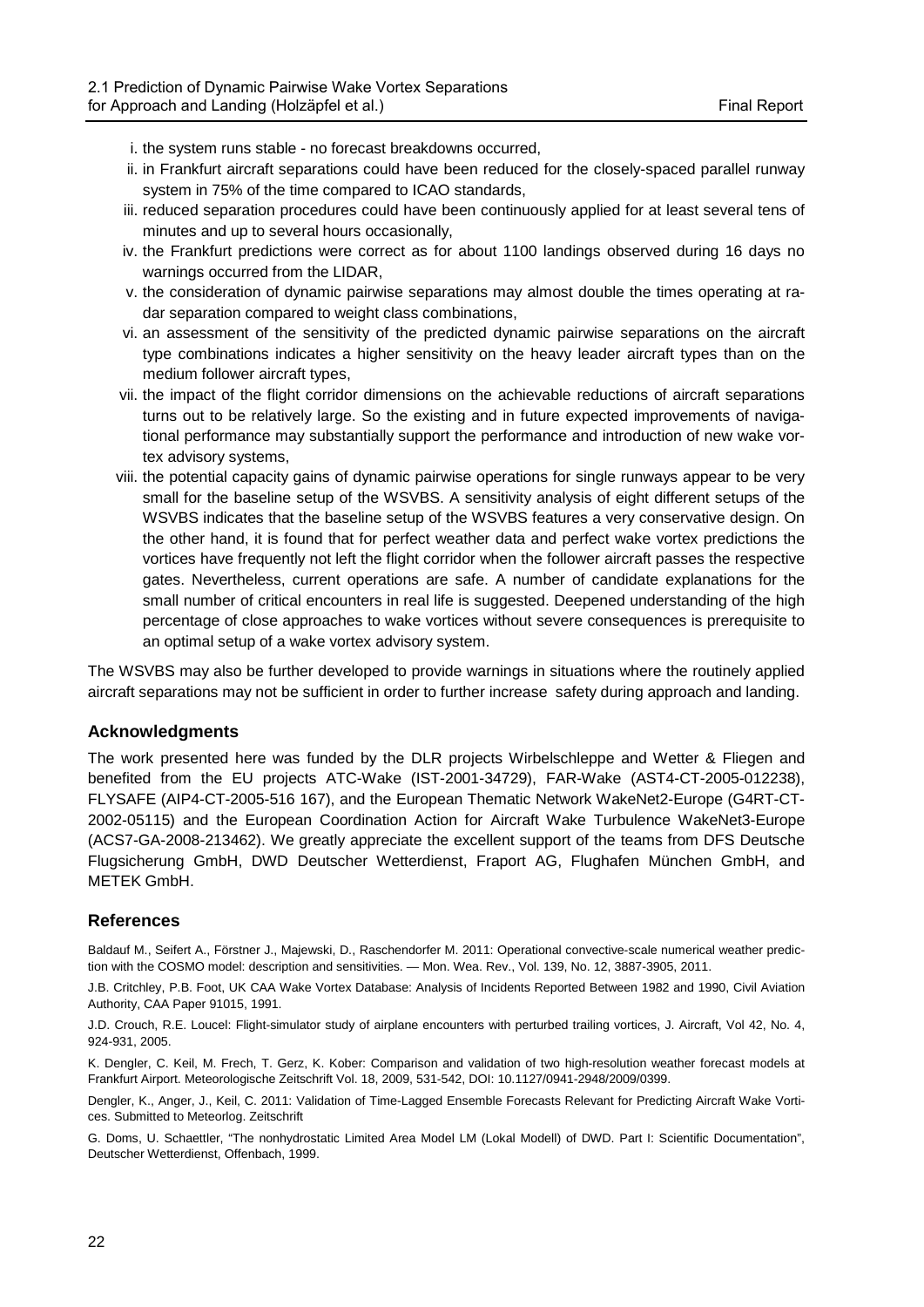i. the system runs stable - no forecast breakdowns occurred,
ii. in Frankfurt aircraft separations could have been reduced for the closely-spaced parallel runway system in 75% of the time compared to ICAO standards,
iii. reduced separation procedures could have been continuously applied for at least several tens of minutes and up to several hours occasionally,
iv. the Frankfurt predictions were correct as for about 1100 landings observed during 16 days no warnings occurred from the LIDAR,
v. the consideration of dynamic pairwise separations may almost double the times operating at radar separation compared to weight class combinations,
vi. an assessment of the sensitivity of the predicted dynamic pairwise separations on the aircraft type combinations indicates a higher sensitivity on the heavy leader aircraft types than on the medium follower aircraft types,
vii. the impact of the flight corridor dimensions on the achievable reductions of aircraft separations turns out to be relatively large. So the existing and in future expected improvements of navigational performance may substantially support the performance and introduction of new wake vortex advisory systems,
viii. the potential capacity gains of dynamic pairwise operations for single runways appear to be very small for the baseline setup of the WSVBS. A sensitivity analysis of eight different setups of the WSVBS indicates that the baseline setup of the WSVBS features a very conservative design. On the other hand, it is found that for perfect weather data and perfect wake vortex predictions the vortices have frequently not left the flight corridor when the follower aircraft passes the respective gates. Nevertheless, current operations are safe. A number of candidate explanations for the small number of critical encounters in real life is suggested. Deepened understanding of the high percentage of close approaches to wake vortices without severe consequences is prerequisite to an optimal setup of a wake vortex advisory system.

The WSVBS may also be further developed to provide warnings in situations where the routinely applied aircraft separations may not be sufficient in order to further increase safety during approach and landing.

## Acknowledgments

The work presented here was funded by the DLR projects Wirbelschleppe and Wetter & Fliegen and benefited from the EU projects ATC-Wake (IST-2001-34729), FAR-Wake (AST4-CT-2005-012238), FLYSAFE (AIP4-CT-2005-516 167), and the European Thematic Network WakeNet2-Europe (G4RT-CT-2002-05115) and the European Coordination Action for Aircraft Wake Turbulence WakeNet3-Europe (ACS7-GA-2008-213462). We greatly appreciate the excellent support of the teams from DFS Deutsche Flugsicherung GmbH, DWD Deutscher Wetterdienst, Fraport AG, Flughafen München GmbH, and METEK GmbH.

## References

Baldauf M., Seifert A., Förstner J., Majewski, D., Raschendorfer M. 2011: Operational convective-scale numerical weather prediction with the COSMO model: description and sensitivities. — Mon. Wea. Rev., Vol. 139, No. 12, 3887-3905, 2011.

J.B. Critchley, P.B. Foot, UK CAA Wake Vortex Database: Analysis of Incidents Reported Between 1982 and 1990, Civil Aviation Authority, CAA Paper 91015, 1991.

J.D. Crouch, R.E. Loucel: Flight-simulator study of airplane encounters with perturbed trailing vortices, J. Aircraft, Vol 42, No. 4, 924-931, 2005.

K. Dengler, C. Keil, M. Frech, T. Gerz, K. Kober: Comparison and validation of two high-resolution weather forecast models at Frankfurt Airport. Meteorologische Zeitschrift Vol. 18, 2009, 531-542, DOI: 10.1127/0941-2948/2009/0399.

Dengler, K., Anger, J., Keil, C. 2011: Validation of Time-Lagged Ensemble Forecasts Relevant for Predicting Aircraft Wake Vortices. Submitted to Meteorlog. Zeitschrift

G. Doms, U. Schaettler, "The nonhydrostatic Limited Area Model LM (Lokal Modell) of DWD. Part I: Scientific Documentation", Deutscher Wetterdienst, Offenbach, 1999.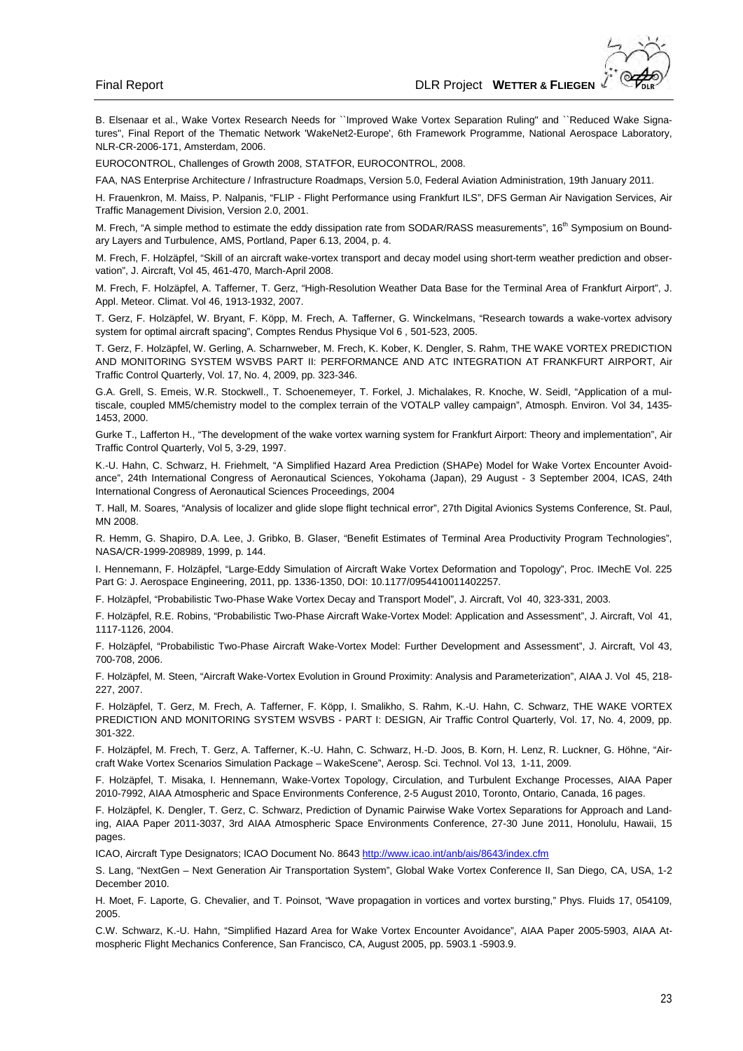B. Elsenaar et al., Wake Vortex Research Needs for ``Improved Wake Vortex Separation Ruling" and ``Reduced Wake Signatures", Final Report of the Thematic Network 'WakeNet2-Europe', 6th Framework Programme, National Aerospace Laboratory, NLR-CR-2006-171, Amsterdam, 2006.

EUROCONTROL, Challenges of Growth 2008, STATFOR, EUROCONTROL, 2008.

FAA, NAS Enterprise Architecture / Infrastructure Roadmaps, Version 5.0, Federal Aviation Administration, 19th January 2011.

H. Frauenkron, M. Maiss, P. Nalpanis, "FLIP - Flight Performance using Frankfurt ILS", DFS German Air Navigation Services, Air Traffic Management Division, Version 2.0, 2001.

M. Frech, "A simple method to estimate the eddy dissipation rate from SODAR/RASS measurements", 16th Symposium on Boundary Layers and Turbulence, AMS, Portland, Paper 6.13, 2004, p. 4.

M. Frech, F. Holzäpfel, "Skill of an aircraft wake-vortex transport and decay model using short-term weather prediction and observation", J. Aircraft, Vol 45, 461-470, March-April 2008.

M. Frech, F. Holzäpfel, A. Tafferner, T. Gerz, "High-Resolution Weather Data Base for the Terminal Area of Frankfurt Airport", J. Appl. Meteor. Climat. Vol 46, 1913-1932, 2007.

T. Gerz, F. Holzäpfel, W. Bryant, F. Köpp, M. Frech, A. Tafferner, G. Winckelmans, "Research towards a wake-vortex advisory system for optimal aircraft spacing", Comptes Rendus Physique Vol 6 , 501-523, 2005.

T. Gerz, F. Holzäpfel, W. Gerling, A. Scharnweber, M. Frech, K. Kober, K. Dengler, S. Rahm, THE WAKE VORTEX PREDICTION AND MONITORING SYSTEM WSVBS PART II: PERFORMANCE AND ATC INTEGRATION AT FRANKFURT AIRPORT, Air Traffic Control Quarterly, Vol. 17, No. 4, 2009, pp. 323-346.

G.A. Grell, S. Emeis, W.R. Stockwell., T. Schoenemeyer, T. Forkel, J. Michalakes, R. Knoche, W. Seidl, "Application of a multiscale, coupled MM5/chemistry model to the complex terrain of the VOTALP valley campaign", Atmosph. Environ. Vol 34, 1435-1453, 2000.

Gurke T., Lafferton H., "The development of the wake vortex warning system for Frankfurt Airport: Theory and implementation", Air Traffic Control Quarterly, Vol 5, 3-29, 1997.

K.-U. Hahn, C. Schwarz, H. Friehmelt, "A Simplified Hazard Area Prediction (SHAPe) Model for Wake Vortex Encounter Avoidance", 24th International Congress of Aeronautical Sciences, Yokohama (Japan), 29 August - 3 September 2004, ICAS, 24th International Congress of Aeronautical Sciences Proceedings, 2004

T. Hall, M. Soares, "Analysis of localizer and glide slope flight technical error", 27th Digital Avionics Systems Conference, St. Paul, MN 2008.

R. Hemm, G. Shapiro, D.A. Lee, J. Gribko, B. Glaser, "Benefit Estimates of Terminal Area Productivity Program Technologies", NASA/CR-1999-208989, 1999, p. 144.

I. Hennemann, F. Holzäpfel, "Large-Eddy Simulation of Aircraft Wake Vortex Deformation and Topology", Proc. IMechE Vol. 225 Part G: J. Aerospace Engineering, 2011, pp. 1336-1350, DOI: 10.1177/0954410011402257.

F. Holzäpfel, "Probabilistic Two-Phase Wake Vortex Decay and Transport Model", J. Aircraft, Vol 40, 323-331, 2003.

F. Holzäpfel, R.E. Robins, "Probabilistic Two-Phase Aircraft Wake-Vortex Model: Application and Assessment", J. Aircraft, Vol 41, 1117-1126, 2004.

F. Holzäpfel, "Probabilistic Two-Phase Aircraft Wake-Vortex Model: Further Development and Assessment", J. Aircraft, Vol 43, 700-708, 2006.

F. Holzäpfel, M. Steen, "Aircraft Wake-Vortex Evolution in Ground Proximity: Analysis and Parameterization", AIAA J. Vol 45, 218-227, 2007.

F. Holzäpfel, T. Gerz, M. Frech, A. Tafferner, F. Köpp, I. Smalikho, S. Rahm, K.-U. Hahn, C. Schwarz, THE WAKE VORTEX PREDICTION AND MONITORING SYSTEM WSVBS - PART I: DESIGN, Air Traffic Control Quarterly, Vol. 17, No. 4, 2009, pp. 301-322.

F. Holzäpfel, M. Frech, T. Gerz, A. Tafferner, K.-U. Hahn, C. Schwarz, H.-D. Joos, B. Korn, H. Lenz, R. Luckner, G. Höhne, "Aircraft Wake Vortex Scenarios Simulation Package – WakeScene", Aerosp. Sci. Technol. Vol 13, 1-11, 2009.

F. Holzäpfel, T. Misaka, I. Hennemann, Wake-Vortex Topology, Circulation, and Turbulent Exchange Processes, AIAA Paper 2010-7992, AIAA Atmospheric and Space Environments Conference, 2-5 August 2010, Toronto, Ontario, Canada, 16 pages.

F. Holzäpfel, K. Dengler, T. Gerz, C. Schwarz, Prediction of Dynamic Pairwise Wake Vortex Separations for Approach and Landing, AIAA Paper 2011-3037, 3rd AIAA Atmospheric Space Environments Conference, 27-30 June 2011, Honolulu, Hawaii, 15 pages.

ICAO, Aircraft Type Designators; ICAO Document No. 8643 http://www.icao.int/anb/ais/8643/index.cfm

S. Lang, "NextGen – Next Generation Air Transportation System", Global Wake Vortex Conference II, San Diego, CA, USA, 1-2 December 2010.

H. Moet, F. Laporte, G. Chevalier, and T. Poinsot, "Wave propagation in vortices and vortex bursting," Phys. Fluids 17, 054109, 2005.

C.W. Schwarz, K.-U. Hahn, "Simplified Hazard Area for Wake Vortex Encounter Avoidance", AIAA Paper 2005-5903, AIAA Atmospheric Flight Mechanics Conference, San Francisco, CA, August 2005, pp. 5903.1 -5903.9.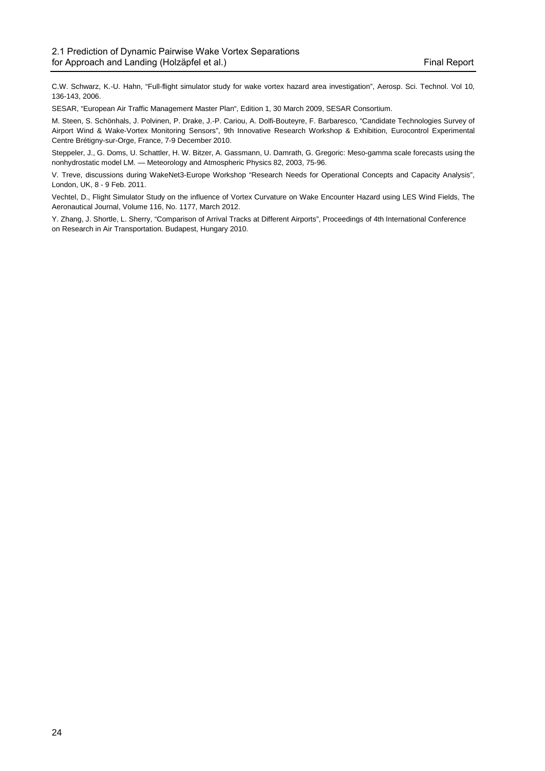C.W. Schwarz, K.-U. Hahn, "Full-flight simulator study for wake vortex hazard area investigation", Aerosp. Sci. Technol. Vol 10, 136-143, 2006.

SESAR, "European Air Traffic Management Master Plan", Edition 1, 30 March 2009, SESAR Consortium.

M. Steen, S. Schönhals, J. Polvinen, P. Drake, J.-P. Cariou, A. Dolfi-Bouteyre, F. Barbaresco, "Candidate Technologies Survey of Airport Wind & Wake-Vortex Monitoring Sensors", 9th Innovative Research Workshop & Exhibition, Eurocontrol Experimental Centre Brétigny-sur-Orge, France, 7-9 December 2010.

Steppeler, J., G. Doms, U. Schattler, H. W. Bitzer, A. Gassmann, U. Damrath, G. Gregoric: Meso-gamma scale forecasts using the nonhydrostatic model LM. — Meteorology and Atmospheric Physics 82, 2003, 75-96.

V. Treve, discussions during WakeNet3-Europe Workshop "Research Needs for Operational Concepts and Capacity Analysis", London, UK, 8 - 9 Feb. 2011.

Vechtel, D., Flight Simulator Study on the influence of Vortex Curvature on Wake Encounter Hazard using LES Wind Fields, The Aeronautical Journal, Volume 116, No. 1177, March 2012.

Y. Zhang, J. Shortle, L. Sherry, "Comparison of Arrival Tracks at Different Airports", Proceedings of 4th International Conference on Research in Air Transportation. Budapest, Hungary 2010.